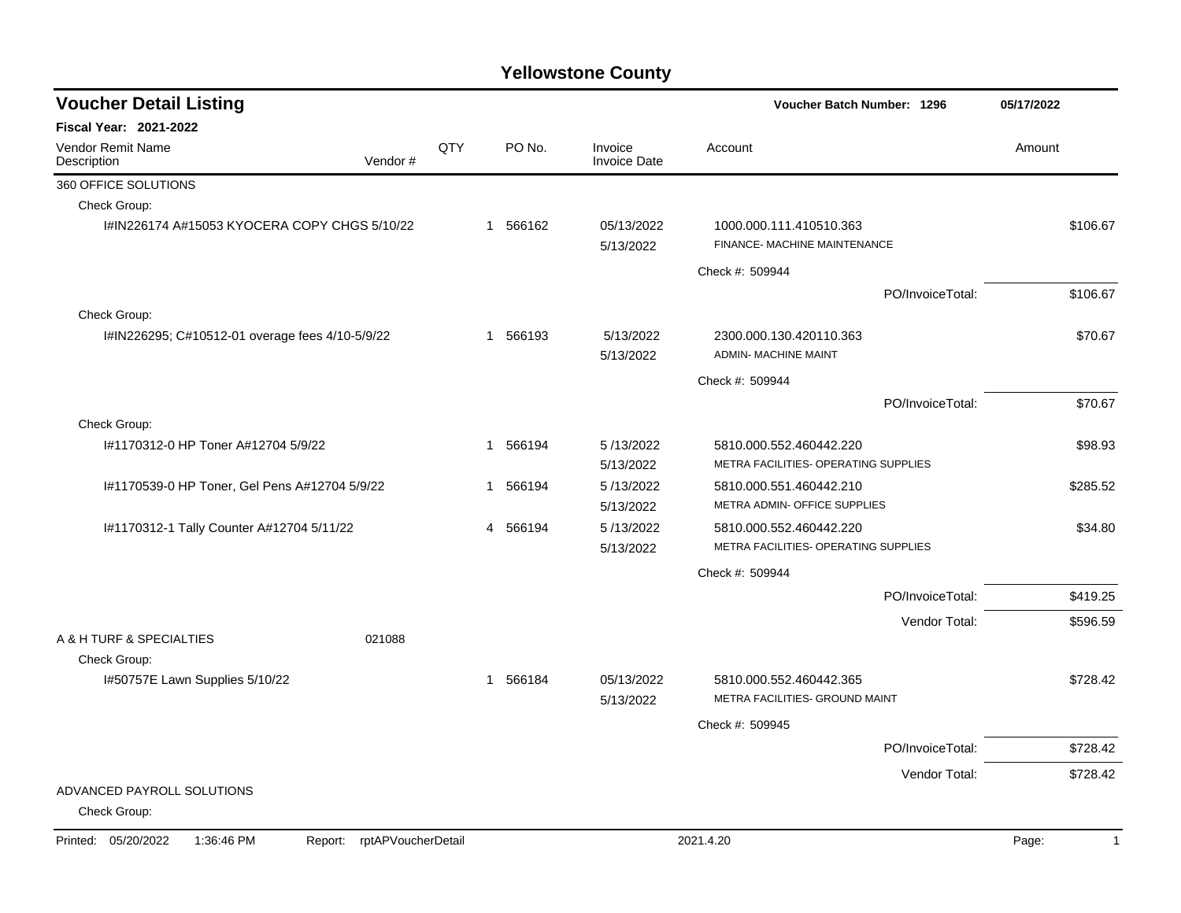# Yellowstone County

## Voucher Detail Listing

**Voucher Batch Number: 1296** 05/17/2022

**Fiscal Year: 2021-2022**

| Vendor Remit Name / Description | Vendor # | QTY | PO No. | Invoice / Invoice Date | Account | Amount |
|---|---|---|---|---|---|---|
| 360 OFFICE SOLUTIONS | | | | | | |
| Check Group: | | | | | | |
| I#IN226174 A#15053 KYOCERA COPY CHGS 5/10/22 | | 1 | 566162 | 05/13/2022 5/13/2022 | 1000.000.111.410510.363 FINANCE- MACHINE MAINTENANCE | $106.67 |
| | | | | | Check #: 509944 | |
| | | | | | PO/InvoiceTotal: | $106.67 |
| Check Group: | | | | | | |
| I#IN226295; C#10512-01 overage fees 4/10-5/9/22 | | 1 | 566193 | 5/13/2022 5/13/2022 | 2300.000.130.420110.363 ADMIN- MACHINE MAINT | $70.67 |
| | | | | | Check #: 509944 | |
| | | | | | PO/InvoiceTotal: | $70.67 |
| Check Group: | | | | | | |
| I#1170312-0 HP Toner A#12704 5/9/22 | | 1 | 566194 | 5 /13/2022 5/13/2022 | 5810.000.552.460442.220 METRA FACILITIES- OPERATING SUPPLIES | $98.93 |
| I#1170539-0 HP Toner, Gel Pens A#12704 5/9/22 | | 1 | 566194 | 5 /13/2022 5/13/2022 | 5810.000.551.460442.210 METRA ADMIN- OFFICE SUPPLIES | $285.52 |
| I#1170312-1 Tally Counter A#12704 5/11/22 | | 4 | 566194 | 5 /13/2022 5/13/2022 | 5810.000.552.460442.220 METRA FACILITIES- OPERATING SUPPLIES | $34.80 |
| | | | | | Check #: 509944 | |
| | | | | | PO/InvoiceTotal: | $419.25 |
| | | | | | Vendor Total: | $596.59 |
| A & H TURF & SPECIALTIES | 021088 | | | | | |
| Check Group: | | | | | | |
| I#50757E Lawn Supplies 5/10/22 | | 1 | 566184 | 05/13/2022 5/13/2022 | 5810.000.552.460442.365 METRA FACILITIES- GROUND MAINT | $728.42 |
| | | | | | Check #: 509945 | |
| | | | | | PO/InvoiceTotal: | $728.42 |
| | | | | | Vendor Total: | $728.42 |
| ADVANCED PAYROLL SOLUTIONS | | | | | | |
| Check Group: | | | | | | |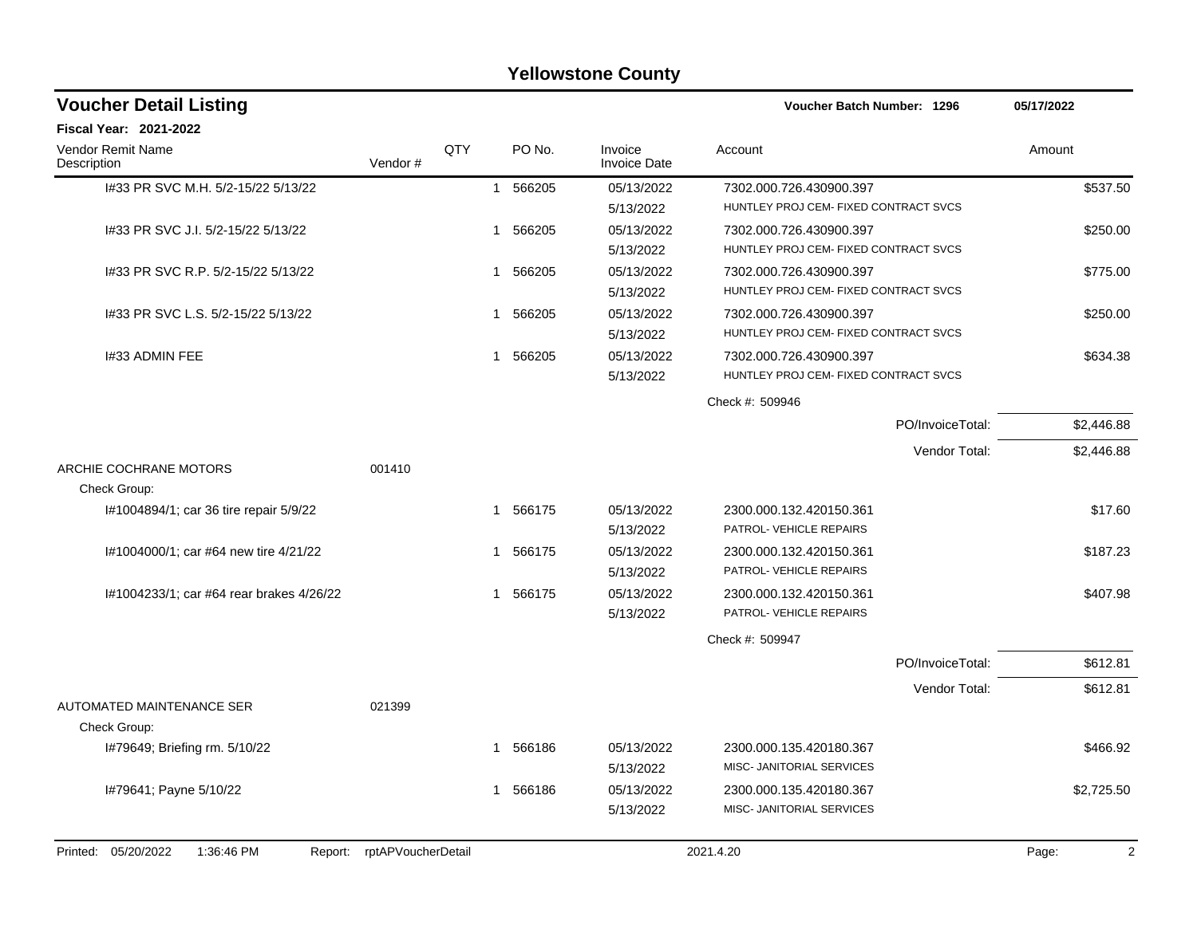# Yellowstone County

## Voucher Detail Listing

**Voucher Batch Number: 1296** 05/17/2022

**Fiscal Year: 2021-2022**

| Vendor Remit Name / Description | Vendor # | QTY | PO No. | Invoice / Invoice Date | Account | Amount |
|---|---|---|---|---|---|---|
| I#33 PR SVC M.H. 5/2-15/22 5/13/22 | | 1 | 566205 | 05/13/2022 / 5/13/2022 | 7302.000.726.430900.397 HUNTLEY PROJ CEM- FIXED CONTRACT SVCS | $537.50 |
| I#33 PR SVC J.I. 5/2-15/22 5/13/22 | | 1 | 566205 | 05/13/2022 / 5/13/2022 | 7302.000.726.430900.397 HUNTLEY PROJ CEM- FIXED CONTRACT SVCS | $250.00 |
| I#33 PR SVC R.P. 5/2-15/22 5/13/22 | | 1 | 566205 | 05/13/2022 / 5/13/2022 | 7302.000.726.430900.397 HUNTLEY PROJ CEM- FIXED CONTRACT SVCS | $775.00 |
| I#33 PR SVC L.S. 5/2-15/22 5/13/22 | | 1 | 566205 | 05/13/2022 / 5/13/2022 | 7302.000.726.430900.397 HUNTLEY PROJ CEM- FIXED CONTRACT SVCS | $250.00 |
| I#33 ADMIN FEE | | 1 | 566205 | 05/13/2022 / 5/13/2022 | 7302.000.726.430900.397 HUNTLEY PROJ CEM- FIXED CONTRACT SVCS | $634.38 |
| | | | | | Check #: 509946 | |
| | | | | | PO/InvoiceTotal: | $2,446.88 |
| | | | | | Vendor Total: | $2,446.88 |
| ARCHIE COCHRANE MOTORS | 001410 | | | | | |
| Check Group: | | | | | | |
| I#1004894/1; car 36 tire repair 5/9/22 | | 1 | 566175 | 05/13/2022 / 5/13/2022 | 2300.000.132.420150.361 PATROL- VEHICLE REPAIRS | $17.60 |
| I#1004000/1; car #64 new tire 4/21/22 | | 1 | 566175 | 05/13/2022 / 5/13/2022 | 2300.000.132.420150.361 PATROL- VEHICLE REPAIRS | $187.23 |
| I#1004233/1; car #64 rear brakes 4/26/22 | | 1 | 566175 | 05/13/2022 / 5/13/2022 | 2300.000.132.420150.361 PATROL- VEHICLE REPAIRS | $407.98 |
| | | | | | Check #: 509947 | |
| | | | | | PO/InvoiceTotal: | $612.81 |
| | | | | | Vendor Total: | $612.81 |
| AUTOMATED MAINTENANCE SER | 021399 | | | | | |
| Check Group: | | | | | | |
| I#79649; Briefing rm. 5/10/22 | | 1 | 566186 | 05/13/2022 / 5/13/2022 | 2300.000.135.420180.367 MISC- JANITORIAL SERVICES | $466.92 |
| I#79641; Payne 5/10/22 | | 1 | 566186 | 05/13/2022 / 5/13/2022 | 2300.000.135.420180.367 MISC- JANITORIAL SERVICES | $2,725.50 |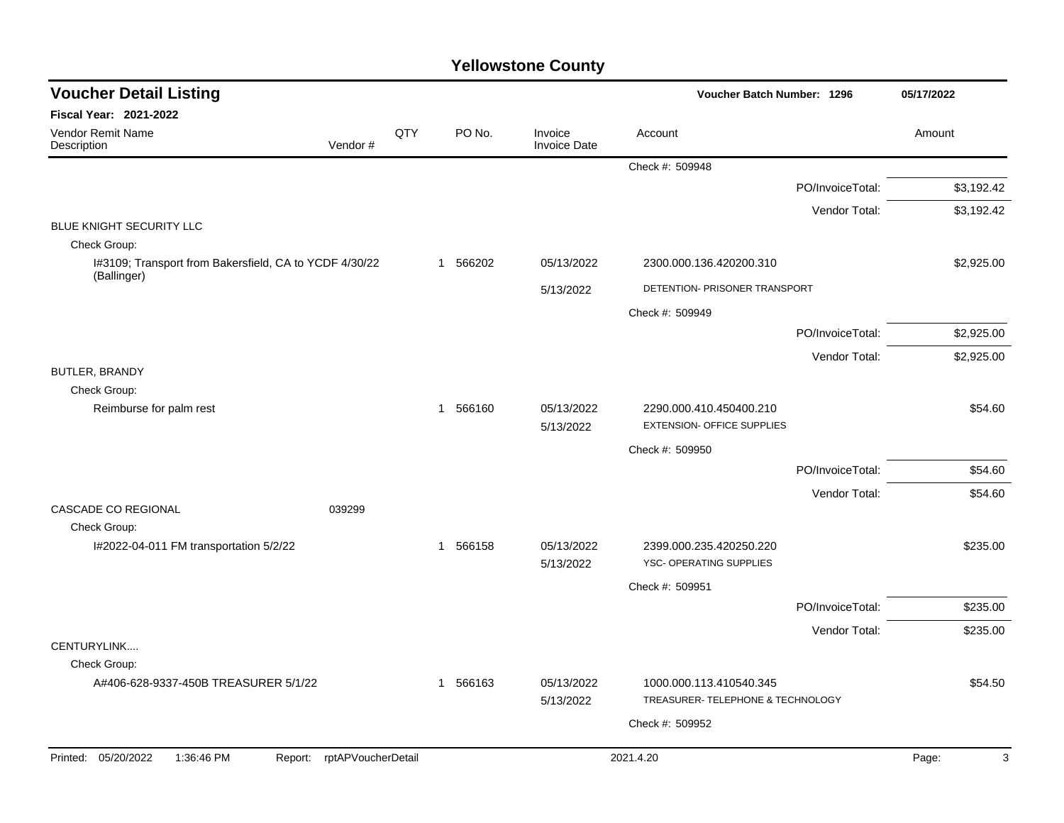# Yellowstone County

## Voucher Detail Listing

**Voucher Batch Number: 1296** 05/17/2022

**Fiscal Year: 2021-2022**

| Vendor Remit Name / Description | Vendor # | QTY | PO No. | Invoice / Invoice Date | Account | Amount |
|---|---|---|---|---|---|---|
| | | | | | Check #: 509948 | |
| | | | | | PO/InvoiceTotal: | $3,192.42 |
| | | | | | Vendor Total: | $3,192.42 |
| BLUE KNIGHT SECURITY LLC | | | | | | |
| Check Group: | | | | | | |
| I#3109; Transport from Bakersfield, CA to YCDF 4/30/22 (Ballinger) | | 1 | 566202 | 05/13/2022 | 2300.000.136.420200.310 | $2,925.00 |
| | | | | 5/13/2022 | DETENTION- PRISONER TRANSPORT | |
| | | | | | Check #: 509949 | |
| | | | | | PO/InvoiceTotal: | $2,925.00 |
| | | | | | Vendor Total: | $2,925.00 |
| BUTLER, BRANDY | | | | | | |
| Check Group: | | | | | | |
| Reimburse for palm rest | | 1 | 566160 | 05/13/2022 | 2290.000.410.450400.210 | $54.60 |
| | | | | 5/13/2022 | EXTENSION- OFFICE SUPPLIES | |
| | | | | | Check #: 509950 | |
| | | | | | PO/InvoiceTotal: | $54.60 |
| | | | | | Vendor Total: | $54.60 |
| CASCADE CO REGIONAL | 039299 | | | | | |
| Check Group: | | | | | | |
| I#2022-04-011 FM transportation 5/2/22 | | 1 | 566158 | 05/13/2022 | 2399.000.235.420250.220 | $235.00 |
| | | | | 5/13/2022 | YSC- OPERATING SUPPLIES | |
| | | | | | Check #: 509951 | |
| | | | | | PO/InvoiceTotal: | $235.00 |
| | | | | | Vendor Total: | $235.00 |
| CENTURYLINK.... | | | | | | |
| Check Group: | | | | | | |
| A#406-628-9337-450B TREASURER 5/1/22 | | 1 | 566163 | 05/13/2022 | 1000.000.113.410540.345 | $54.50 |
| | | | | 5/13/2022 | TREASURER- TELEPHONE & TECHNOLOGY | |
| | | | | | Check #: 509952 | |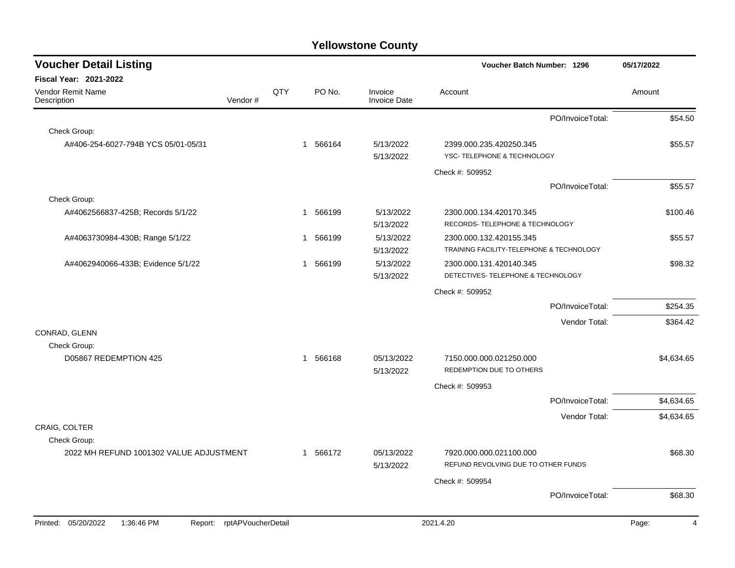# Yellowstone County

## Voucher Detail Listing

**Voucher Batch Number: 1296** 05/17/2022

**Fiscal Year: 2021-2022**

| Vendor Remit Name / Description | Vendor # | QTY | PO No. | Invoice / Invoice Date | Account | Amount |
|---|---|---|---|---|---|---|
| | | | | | PO/InvoiceTotal: | $54.50 |
| Check Group: | | | | | | |
| A#406-254-6027-794B YCS 05/01-05/31 | | 1 | 566164 | 5/13/2022<br>5/13/2022 | 2399.000.235.420250.345<br>YSC- TELEPHONE & TECHNOLOGY | $55.57 |
| | | | | | Check #: 509952 | |
| | | | | | PO/InvoiceTotal: | $55.57 |
| Check Group: | | | | | | |
| A#4062566837-425B; Records 5/1/22 | | 1 | 566199 | 5/13/2022<br>5/13/2022 | 2300.000.134.420170.345<br>RECORDS- TELEPHONE & TECHNOLOGY | $100.46 |
| A#4063730984-430B; Range 5/1/22 | | 1 | 566199 | 5/13/2022<br>5/13/2022 | 2300.000.132.420155.345<br>TRAINING FACILITY-TELEPHONE & TECHNOLOGY | $55.57 |
| A#4062940066-433B; Evidence 5/1/22 | | 1 | 566199 | 5/13/2022<br>5/13/2022 | 2300.000.131.420140.345<br>DETECTIVES- TELEPHONE & TECHNOLOGY | $98.32 |
| | | | | | Check #: 509952 | |
| | | | | | PO/InvoiceTotal: | $254.35 |
| | | | | | Vendor Total: | $364.42 |
| CONRAD, GLENN | | | | | | |
| Check Group: | | | | | | |
| D05867 REDEMPTION 425 | | 1 | 566168 | 05/13/2022<br>5/13/2022 | 7150.000.000.021250.000<br>REDEMPTION DUE TO OTHERS | $4,634.65 |
| | | | | | Check #: 509953 | |
| | | | | | PO/InvoiceTotal: | $4,634.65 |
| | | | | | Vendor Total: | $4,634.65 |
| CRAIG, COLTER | | | | | | |
| Check Group: | | | | | | |
| 2022 MH REFUND 1001302 VALUE ADJUSTMENT | | 1 | 566172 | 05/13/2022<br>5/13/2022 | 7920.000.000.021100.000<br>REFUND REVOLVING DUE TO OTHER FUNDS | $68.30 |
| | | | | | Check #: 509954 | |
| | | | | | PO/InvoiceTotal: | $68.30 |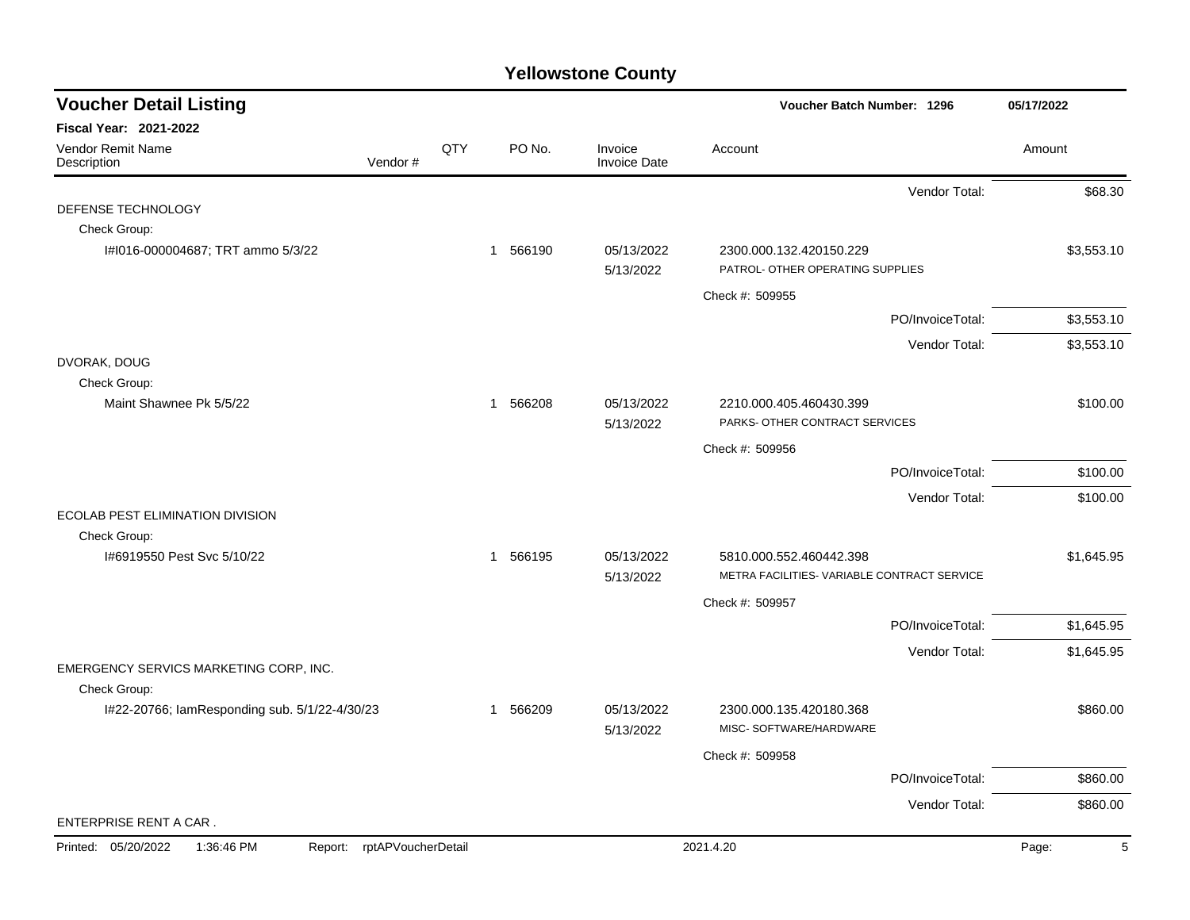# Yellowstone County

## Voucher Detail Listing

Voucher Batch Number: 1296 — 05/17/2022

**Fiscal Year: 2021-2022**

| Vendor Remit Name / Description | Vendor # | QTY | PO No. | Invoice / Invoice Date | Account | Amount |
|---|---|---|---|---|---|---|
| | | | | | Vendor Total: | $68.30 |
| DEFENSE TECHNOLOGY | | | | | | |
| Check Group: | | | | | | |
| I#I016-000004687; TRT ammo 5/3/22 | | 1 | 566190 | 05/13/2022 5/13/2022 | 2300.000.132.420150.229 PATROL- OTHER OPERATING SUPPLIES | $3,553.10 |
| | | | | | Check #: 509955 | |
| | | | | | PO/InvoiceTotal: | $3,553.10 |
| | | | | | Vendor Total: | $3,553.10 |
| DVORAK, DOUG | | | | | | |
| Check Group: | | | | | | |
| Maint Shawnee Pk 5/5/22 | | 1 | 566208 | 05/13/2022 5/13/2022 | 2210.000.405.460430.399 PARKS- OTHER CONTRACT SERVICES | $100.00 |
| | | | | | Check #: 509956 | |
| | | | | | PO/InvoiceTotal: | $100.00 |
| | | | | | Vendor Total: | $100.00 |
| ECOLAB PEST ELIMINATION DIVISION | | | | | | |
| Check Group: | | | | | | |
| I#6919550 Pest Svc 5/10/22 | | 1 | 566195 | 05/13/2022 5/13/2022 | 5810.000.552.460442.398 METRA FACILITIES- VARIABLE CONTRACT SERVICE | $1,645.95 |
| | | | | | Check #: 509957 | |
| | | | | | PO/InvoiceTotal: | $1,645.95 |
| | | | | | Vendor Total: | $1,645.95 |
| EMERGENCY SERVICS MARKETING CORP, INC. | | | | | | |
| Check Group: | | | | | | |
| I#22-20766; IamResponding sub. 5/1/22-4/30/23 | | 1 | 566209 | 05/13/2022 5/13/2022 | 2300.000.135.420180.368 MISC- SOFTWARE/HARDWARE | $860.00 |
| | | | | | Check #: 509958 | |
| | | | | | PO/InvoiceTotal: | $860.00 |
| | | | | | Vendor Total: | $860.00 |
| ENTERPRISE RENT A CAR . | | | | | | |

Printed: 05/20/2022 1:36:46 PM Report: rptAPVoucherDetail 2021.4.20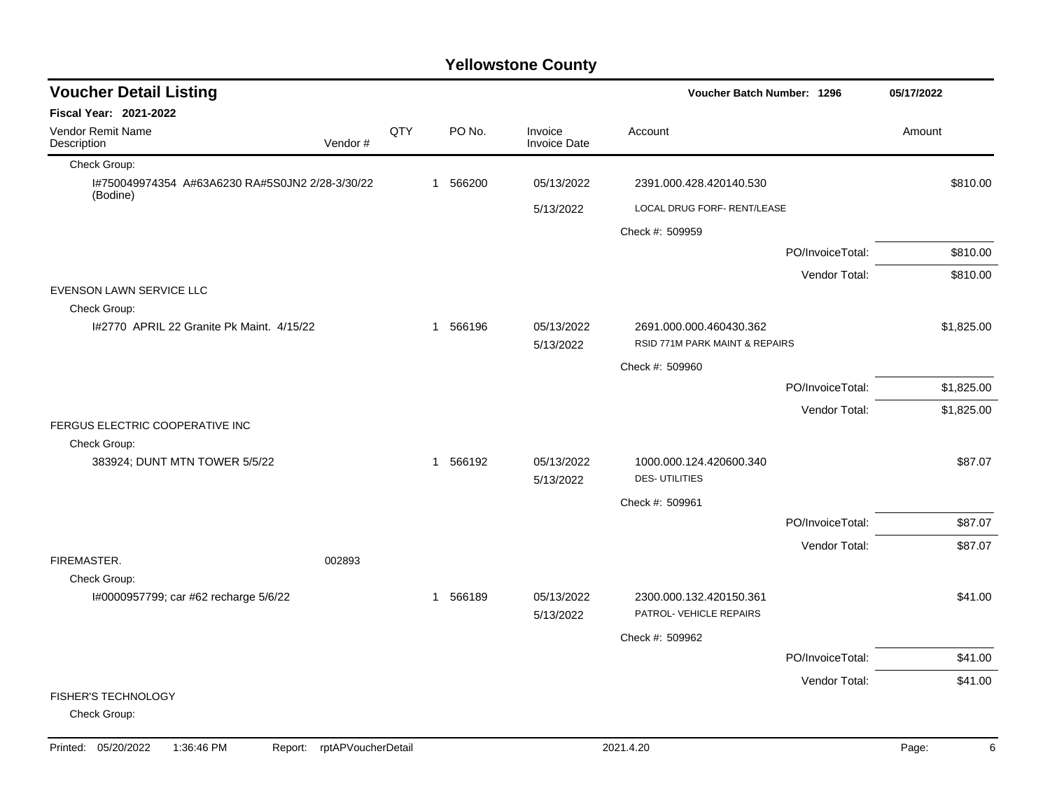# Yellowstone County

## Voucher Detail Listing

**Voucher Batch Number: 1296** 05/17/2022

**Fiscal Year: 2021-2022**

| Vendor Remit Name / Description | Vendor # | QTY | PO No. | Invoice / Invoice Date | Account | Amount |
|---|---|---|---|---|---|---|
| Check Group: | | | | | | |
| I#750049974354 A#63A6230 RA#5S0JN2 2/28-3/30/22 (Bodine) | | 1 | 566200 | 05/13/2022 | 2391.000.428.420140.530 | $810.00 |
| | | | | 5/13/2022 | LOCAL DRUG FORF- RENT/LEASE | |
| | | | | | Check #: 509959 | |
| | | | | | PO/InvoiceTotal: | $810.00 |
| | | | | | Vendor Total: | $810.00 |
| EVENSON LAWN SERVICE LLC | | | | | | |
| Check Group: | | | | | | |
| I#2770 APRIL 22 Granite Pk Maint. 4/15/22 | | 1 | 566196 | 05/13/2022 | 2691.000.000.460430.362 | $1,825.00 |
| | | | | 5/13/2022 | RSID 771M PARK MAINT & REPAIRS | |
| | | | | | Check #: 509960 | |
| | | | | | PO/InvoiceTotal: | $1,825.00 |
| | | | | | Vendor Total: | $1,825.00 |
| FERGUS ELECTRIC COOPERATIVE INC | | | | | | |
| Check Group: | | | | | | |
| 383924; DUNT MTN TOWER 5/5/22 | | 1 | 566192 | 05/13/2022 | 1000.000.124.420600.340 | $87.07 |
| | | | | 5/13/2022 | DES- UTILITIES | |
| | | | | | Check #: 509961 | |
| | | | | | PO/InvoiceTotal: | $87.07 |
| | | | | | Vendor Total: | $87.07 |
| FIREMASTER. | 002893 | | | | | |
| Check Group: | | | | | | |
| I#0000957799; car #62 recharge 5/6/22 | | 1 | 566189 | 05/13/2022 | 2300.000.132.420150.361 | $41.00 |
| | | | | 5/13/2022 | PATROL- VEHICLE REPAIRS | |
| | | | | | Check #: 509962 | |
| | | | | | PO/InvoiceTotal: | $41.00 |
| | | | | | Vendor Total: | $41.00 |
| FISHER'S TECHNOLOGY | | | | | | |
| Check Group: | | | | | | |

Printed: 05/20/2022 1:36:46 PM Report: rptAPVoucherDetail 2021.4.20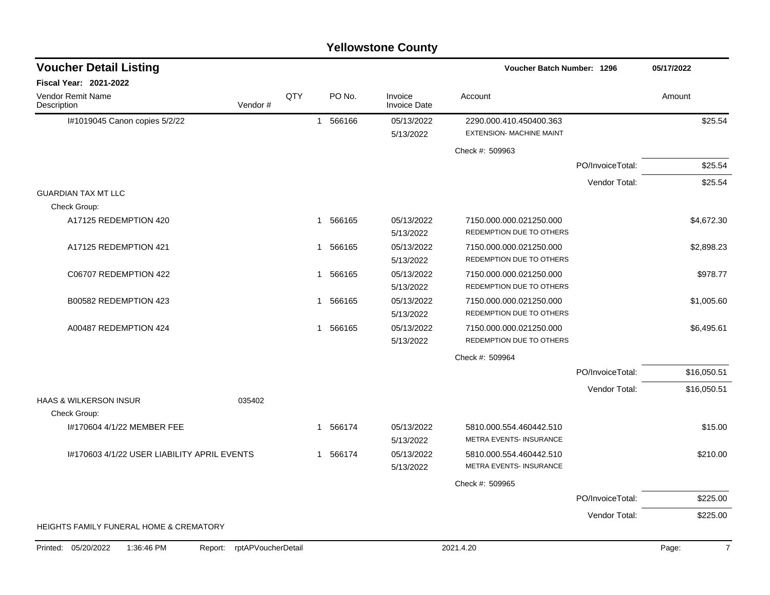# Yellowstone County

## Voucher Detail Listing

**Voucher Batch Number: 1296** — 05/17/2022

**Fiscal Year: 2021-2022**

| Vendor Remit Name / Description | Vendor # | QTY | PO No. | Invoice / Invoice Date | Account | | Amount |
|---|---|---|---|---|---|---|---|
| I#1019045 Canon copies 5/2/22 | | 1 | 566166 | 05/13/2022<br>5/13/2022 | 2290.000.410.450400.363<br>EXTENSION- MACHINE MAINT | | $25.54 |
| | | | | | Check #: 509963 | | |
| | | | | | | PO/InvoiceTotal: | $25.54 |
| | | | | | | Vendor Total: | $25.54 |
| GUARDIAN TAX MT LLC | | | | | | | |
| Check Group: | | | | | | | |
| A17125 REDEMPTION 420 | | 1 | 566165 | 05/13/2022<br>5/13/2022 | 7150.000.000.021250.000<br>REDEMPTION DUE TO OTHERS | | $4,672.30 |
| A17125 REDEMPTION 421 | | 1 | 566165 | 05/13/2022<br>5/13/2022 | 7150.000.000.021250.000<br>REDEMPTION DUE TO OTHERS | | $2,898.23 |
| C06707 REDEMPTION 422 | | 1 | 566165 | 05/13/2022<br>5/13/2022 | 7150.000.000.021250.000<br>REDEMPTION DUE TO OTHERS | | $978.77 |
| B00582 REDEMPTION 423 | | 1 | 566165 | 05/13/2022<br>5/13/2022 | 7150.000.000.021250.000<br>REDEMPTION DUE TO OTHERS | | $1,005.60 |
| A00487 REDEMPTION 424 | | 1 | 566165 | 05/13/2022<br>5/13/2022 | 7150.000.000.021250.000<br>REDEMPTION DUE TO OTHERS | | $6,495.61 |
| | | | | | Check #: 509964 | | |
| | | | | | | PO/InvoiceTotal: | $16,050.51 |
| | | | | | | Vendor Total: | $16,050.51 |
| HAAS & WILKERSON INSUR | 035402 | | | | | | |
| Check Group: | | | | | | | |
| I#170604 4/1/22 MEMBER FEE | | 1 | 566174 | 05/13/2022<br>5/13/2022 | 5810.000.554.460442.510<br>METRA EVENTS- INSURANCE | | $15.00 |
| I#170603 4/1/22 USER LIABILITY APRIL EVENTS | | 1 | 566174 | 05/13/2022<br>5/13/2022 | 5810.000.554.460442.510<br>METRA EVENTS- INSURANCE | | $210.00 |
| | | | | | Check #: 509965 | | |
| | | | | | | PO/InvoiceTotal: | $225.00 |
| | | | | | | Vendor Total: | $225.00 |
| HEIGHTS FAMILY FUNERAL HOME & CREMATORY | | | | | | | |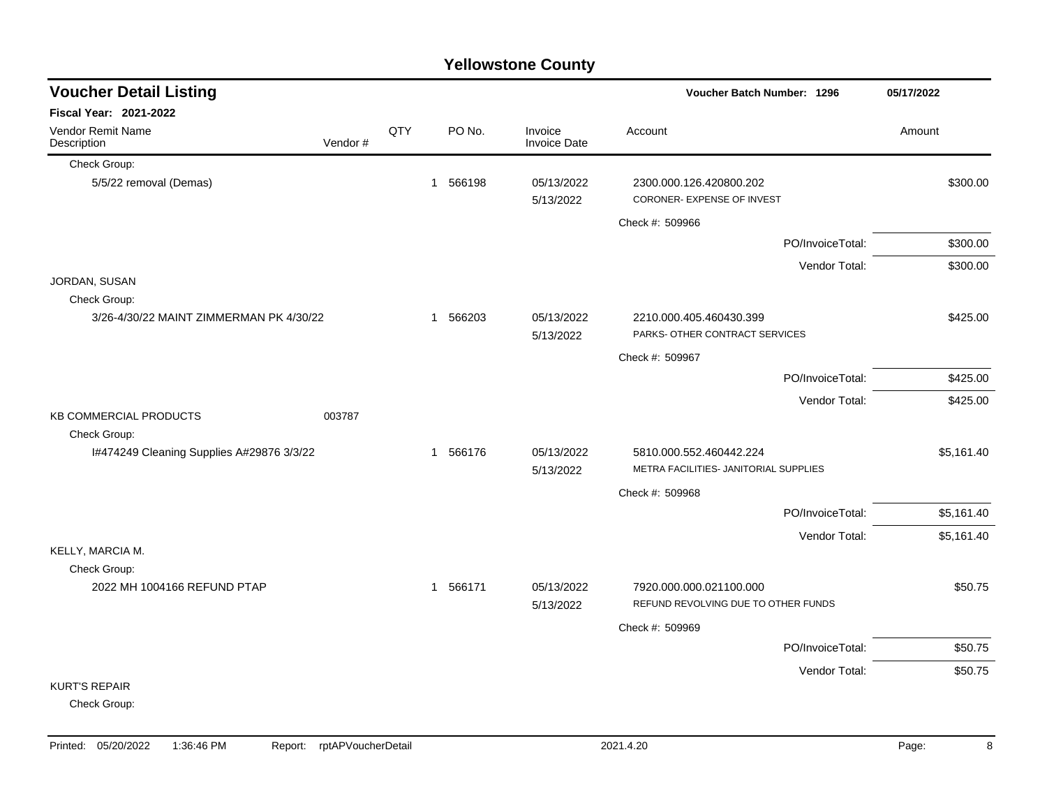# Yellowstone County

## Voucher Detail Listing

**Voucher Batch Number: 1296** 05/17/2022

**Fiscal Year: 2021-2022**

| Vendor Remit Name / Description | Vendor # | QTY | PO No. | Invoice / Invoice Date | Account | Amount |
|---|---|---|---|---|---|---|
| Check Group: | | | | | | |
| 5/5/22 removal (Demas) | | 1 | 566198 | 05/13/2022 5/13/2022 | 2300.000.126.420800.202 CORONER- EXPENSE OF INVEST | $300.00 |
| | | | | | Check #: 509966 | |
| | | | | | PO/InvoiceTotal: | $300.00 |
| | | | | | Vendor Total: | $300.00 |
| JORDAN, SUSAN | | | | | | |
| Check Group: | | | | | | |
| 3/26-4/30/22 MAINT ZIMMERMAN PK 4/30/22 | | 1 | 566203 | 05/13/2022 5/13/2022 | 2210.000.405.460430.399 PARKS- OTHER CONTRACT SERVICES | $425.00 |
| | | | | | Check #: 509967 | |
| | | | | | PO/InvoiceTotal: | $425.00 |
| | | | | | Vendor Total: | $425.00 |
| KB COMMERCIAL PRODUCTS | 003787 | | | | | |
| Check Group: | | | | | | |
| I#474249 Cleaning Supplies A#29876 3/3/22 | | 1 | 566176 | 05/13/2022 5/13/2022 | 5810.000.552.460442.224 METRA FACILITIES- JANITORIAL SUPPLIES | $5,161.40 |
| | | | | | Check #: 509968 | |
| | | | | | PO/InvoiceTotal: | $5,161.40 |
| | | | | | Vendor Total: | $5,161.40 |
| KELLY, MARCIA M. | | | | | | |
| Check Group: | | | | | | |
| 2022 MH 1004166 REFUND PTAP | | 1 | 566171 | 05/13/2022 5/13/2022 | 7920.000.000.021100.000 REFUND REVOLVING DUE TO OTHER FUNDS | $50.75 |
| | | | | | Check #: 509969 | |
| | | | | | PO/InvoiceTotal: | $50.75 |
| | | | | | Vendor Total: | $50.75 |
| KURT'S REPAIR | | | | | | |
| Check Group: | | | | | | |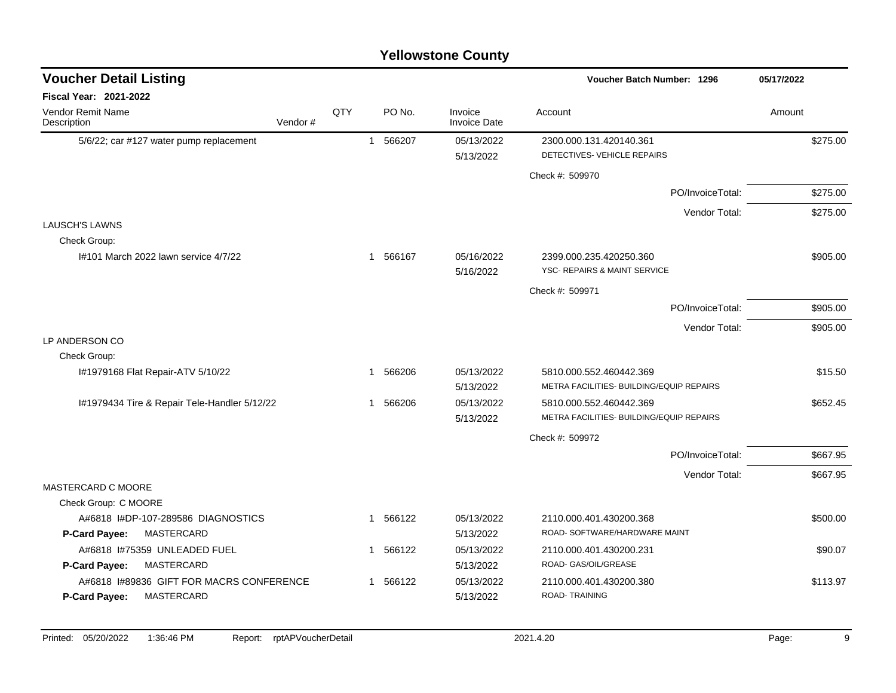## Yellowstone County

### Voucher Detail Listing

**Voucher Batch Number: 1296** — 05/17/2022

**Fiscal Year: 2021-2022**

| Vendor Remit Name / Description | Vendor # | QTY | PO No. | Invoice / Invoice Date | Account | Amount |
|---|---|---|---|---|---|---|
| 5/6/22; car #127 water pump replacement | | 1 | 566207 | 05/13/2022 / 5/13/2022 | 2300.000.131.420140.361 DETECTIVES- VEHICLE REPAIRS | $275.00 |
| | | | | | Check #: 509970 | |
| | | | | | PO/InvoiceTotal: | $275.00 |
| | | | | | Vendor Total: | $275.00 |
| LAUSCH'S LAWNS | | | | | | |
| Check Group: | | | | | | |
| I#101 March 2022 lawn service 4/7/22 | | 1 | 566167 | 05/16/2022 / 5/16/2022 | 2399.000.235.420250.360 YSC- REPAIRS & MAINT SERVICE | $905.00 |
| | | | | | Check #: 509971 | |
| | | | | | PO/InvoiceTotal: | $905.00 |
| | | | | | Vendor Total: | $905.00 |
| LP ANDERSON CO | | | | | | |
| Check Group: | | | | | | |
| I#1979168 Flat Repair-ATV 5/10/22 | | 1 | 566206 | 05/13/2022 / 5/13/2022 | 5810.000.552.460442.369 METRA FACILITIES- BUILDING/EQUIP REPAIRS | $15.50 |
| I#1979434 Tire & Repair Tele-Handler 5/12/22 | | 1 | 566206 | 05/13/2022 / 5/13/2022 | 5810.000.552.460442.369 METRA FACILITIES- BUILDING/EQUIP REPAIRS | $652.45 |
| | | | | | Check #: 509972 | |
| | | | | | PO/InvoiceTotal: | $667.95 |
| | | | | | Vendor Total: | $667.95 |
| MASTERCARD C MOORE | | | | | | |
| Check Group: C MOORE | | | | | | |
| A#6818 I#DP-107-289586 DIAGNOSTICS **P-Card Payee:** MASTERCARD | | 1 | 566122 | 05/13/2022 / 5/13/2022 | 2110.000.401.430200.368 ROAD- SOFTWARE/HARDWARE MAINT | $500.00 |
| A#6818 I#75359 UNLEADED FUEL **P-Card Payee:** MASTERCARD | | 1 | 566122 | 05/13/2022 / 5/13/2022 | 2110.000.401.430200.231 ROAD- GAS/OIL/GREASE | $90.07 |
| A#6818 I#89836 GIFT FOR MACRS CONFERENCE **P-Card Payee:** MASTERCARD | | 1 | 566122 | 05/13/2022 / 5/13/2022 | 2110.000.401.430200.380 ROAD- TRAINING | $113.97 |

Printed: 05/20/2022 1:36:46 PM Report: rptAPVoucherDetail 2021.4.20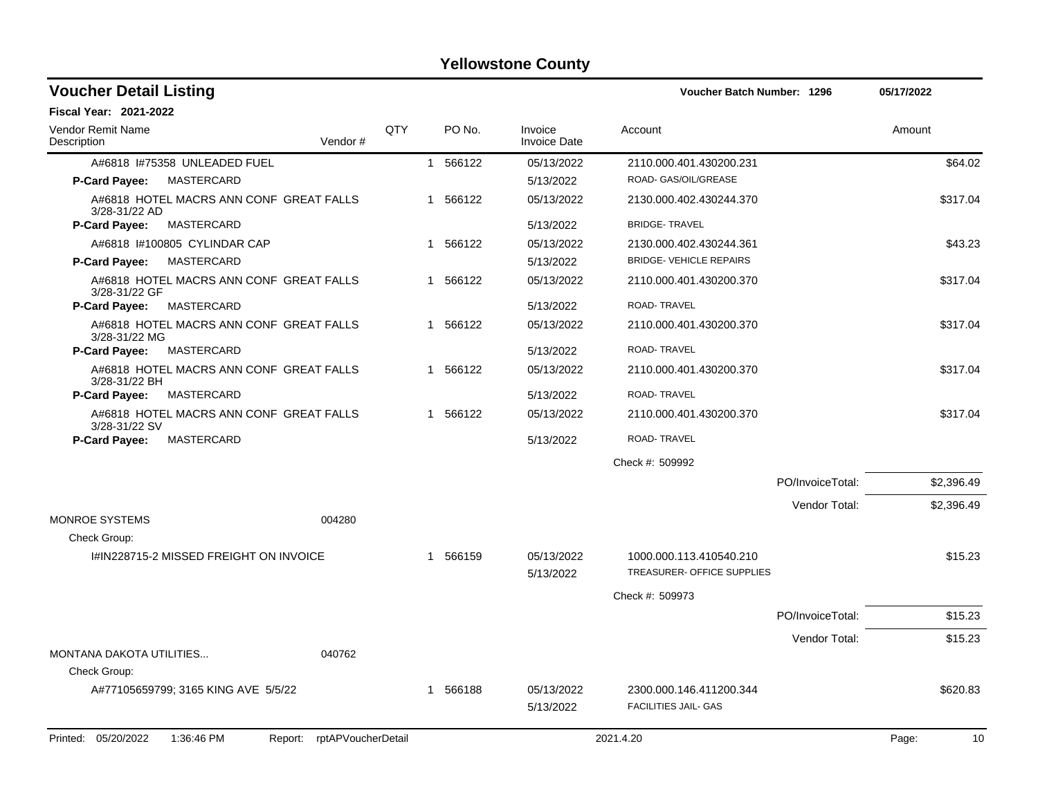# Yellowstone County

## Voucher Detail Listing

**Voucher Batch Number: 1296** — 05/17/2022

**Fiscal Year: 2021-2022**

| Vendor Remit Name / Description | Vendor # | QTY | PO No. | Invoice / Invoice Date | Account | Amount |
|---|---|---|---|---|---|---|
| A#6818 I#75358 UNLEADED FUEL | | 1 | 566122 | 05/13/2022 | 2110.000.401.430200.231 | $64.02 |
| **P-Card Payee:** MASTERCARD | | | | 5/13/2022 | ROAD- GAS/OIL/GREASE | |
| A#6818 HOTEL MACRS ANN CONF GREAT FALLS 3/28-31/22 AD | | 1 | 566122 | 05/13/2022 | 2130.000.402.430244.370 | $317.04 |
| **P-Card Payee:** MASTERCARD | | | | 5/13/2022 | BRIDGE- TRAVEL | |
| A#6818 I#100805 CYLINDAR CAP | | 1 | 566122 | 05/13/2022 | 2130.000.402.430244.361 | $43.23 |
| **P-Card Payee:** MASTERCARD | | | | 5/13/2022 | BRIDGE- VEHICLE REPAIRS | |
| A#6818 HOTEL MACRS ANN CONF GREAT FALLS 3/28-31/22 GF | | 1 | 566122 | 05/13/2022 | 2110.000.401.430200.370 | $317.04 |
| **P-Card Payee:** MASTERCARD | | | | 5/13/2022 | ROAD- TRAVEL | |
| A#6818 HOTEL MACRS ANN CONF GREAT FALLS 3/28-31/22 MG | | 1 | 566122 | 05/13/2022 | 2110.000.401.430200.370 | $317.04 |
| **P-Card Payee:** MASTERCARD | | | | 5/13/2022 | ROAD- TRAVEL | |
| A#6818 HOTEL MACRS ANN CONF GREAT FALLS 3/28-31/22 BH | | 1 | 566122 | 05/13/2022 | 2110.000.401.430200.370 | $317.04 |
| **P-Card Payee:** MASTERCARD | | | | 5/13/2022 | ROAD- TRAVEL | |
| A#6818 HOTEL MACRS ANN CONF GREAT FALLS 3/28-31/22 SV | | 1 | 566122 | 05/13/2022 | 2110.000.401.430200.370 | $317.04 |
| **P-Card Payee:** MASTERCARD | | | | 5/13/2022 | ROAD- TRAVEL | |
| | | | | | Check #: 509992 | |
| | | | | | PO/InvoiceTotal: | $2,396.49 |
| | | | | | Vendor Total: | $2,396.49 |
| MONROE SYSTEMS | 004280 | | | | | |
| Check Group: | | | | | | |
| I#IN228715-2 MISSED FREIGHT ON INVOICE | | 1 | 566159 | 05/13/2022 | 1000.000.113.410540.210 | $15.23 |
| | | | | 5/13/2022 | TREASURER- OFFICE SUPPLIES | |
| | | | | | Check #: 509973 | |
| | | | | | PO/InvoiceTotal: | $15.23 |
| | | | | | Vendor Total: | $15.23 |
| MONTANA DAKOTA UTILITIES... | 040762 | | | | | |
| Check Group: | | | | | | |
| A#77105659799; 3165 KING AVE 5/5/22 | | 1 | 566188 | 05/13/2022 | 2300.000.146.411200.344 | $620.83 |
| | | | | 5/13/2022 | FACILITIES JAIL- GAS | |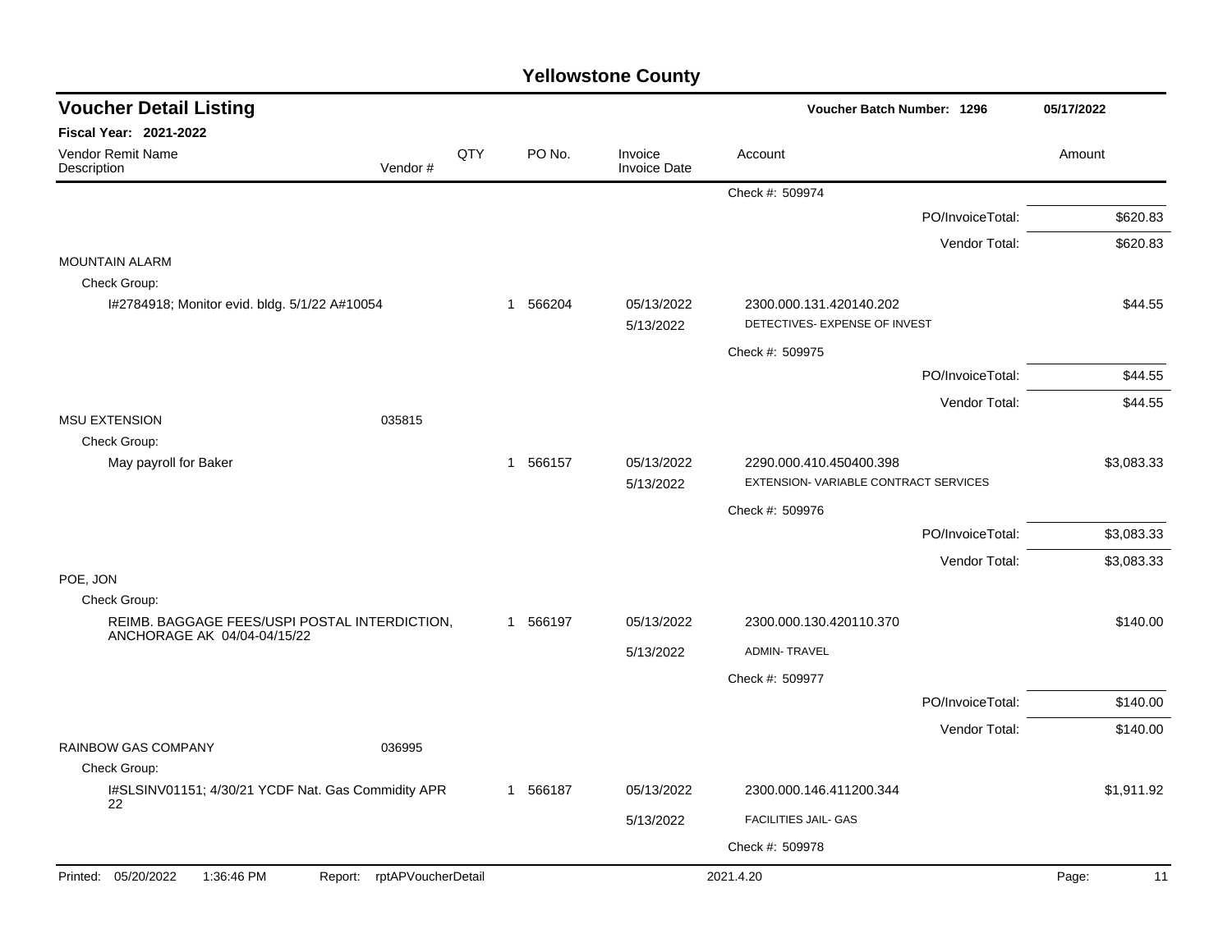# Yellowstone County

## Voucher Detail Listing

**Voucher Batch Number: 1296** — 05/17/2022

**Fiscal Year: 2021-2022**

| Vendor Remit Name / Description | Vendor # | QTY | PO No. | Invoice / Invoice Date | Account | Amount |
|---|---|---|---|---|---|---|
| | | | | | Check #: 509974 | |
| | | | | | PO/InvoiceTotal: | $620.83 |
| | | | | | Vendor Total: | $620.83 |
| MOUNTAIN ALARM | | | | | | |
| Check Group: | | | | | | |
| I#2784918; Monitor evid. bldg. 5/1/22 A#10054 | | 1 | 566204 | 05/13/2022<br>5/13/2022 | 2300.000.131.420140.202<br>DETECTIVES- EXPENSE OF INVEST | $44.55 |
| | | | | | Check #: 509975 | |
| | | | | | PO/InvoiceTotal: | $44.55 |
| | | | | | Vendor Total: | $44.55 |
| MSU EXTENSION | 035815 | | | | | |
| Check Group: | | | | | | |
| May payroll for Baker | | 1 | 566157 | 05/13/2022<br>5/13/2022 | 2290.000.410.450400.398<br>EXTENSION- VARIABLE CONTRACT SERVICES | $3,083.33 |
| | | | | | Check #: 509976 | |
| | | | | | PO/InvoiceTotal: | $3,083.33 |
| | | | | | Vendor Total: | $3,083.33 |
| POE, JON | | | | | | |
| Check Group: | | | | | | |
| REIMB. BAGGAGE FEES/USPI POSTAL INTERDICTION, ANCHORAGE AK 04/04-04/15/22 | | 1 | 566197 | 05/13/2022<br>5/13/2022 | 2300.000.130.420110.370<br>ADMIN- TRAVEL | $140.00 |
| | | | | | Check #: 509977 | |
| | | | | | PO/InvoiceTotal: | $140.00 |
| | | | | | Vendor Total: | $140.00 |
| RAINBOW GAS COMPANY | 036995 | | | | | |
| Check Group: | | | | | | |
| I#SLSINV01151; 4/30/21 YCDF Nat. Gas Commidity APR 22 | | 1 | 566187 | 05/13/2022<br>5/13/2022 | 2300.000.146.411200.344<br>FACILITIES JAIL- GAS | $1,911.92 |
| | | | | | Check #: 509978 | |

Printed: 05/20/2022 1:36:46 PM Report: rptAPVoucherDetail 2021.4.20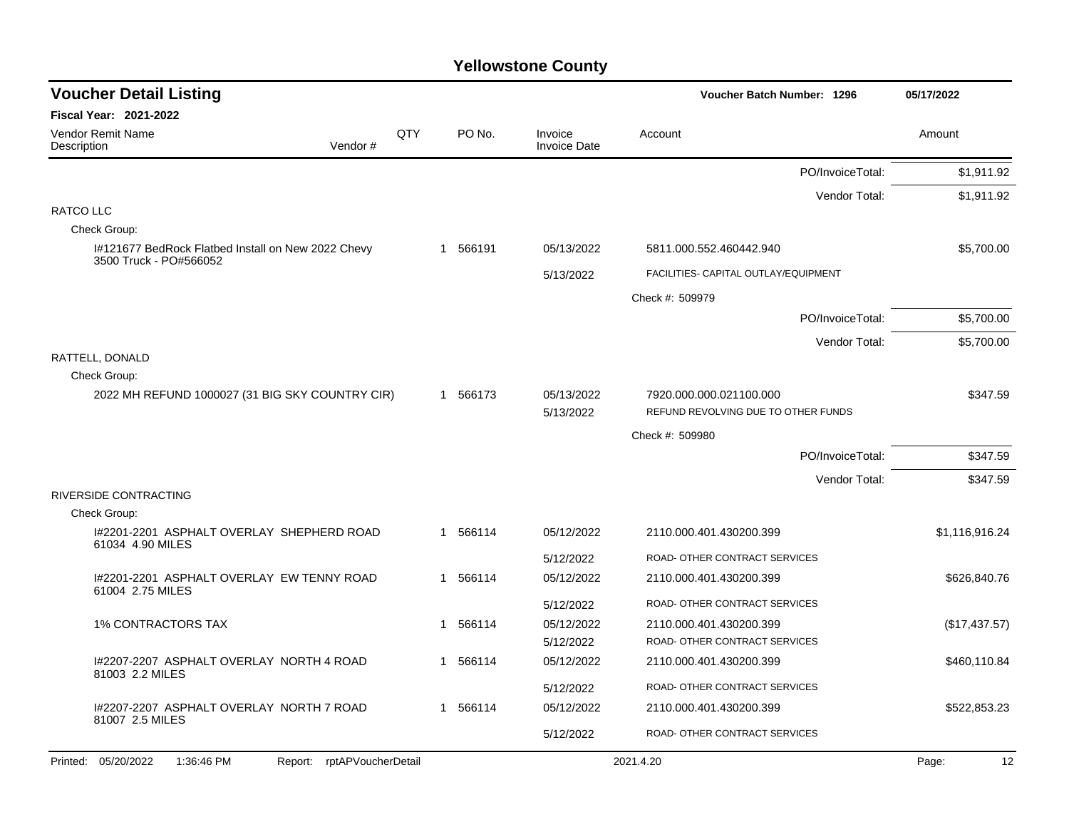# Yellowstone County

## Voucher Detail Listing

Voucher Batch Number: 1296 — 05/17/2022

**Fiscal Year: 2021-2022**

| Vendor Remit Name / Description | Vendor # | QTY | PO No. | Invoice / Invoice Date | Account | Amount |
|---|---|---|---|---|---|---|
| | | | | | PO/InvoiceTotal: | $1,911.92 |
| | | | | | Vendor Total: | $1,911.92 |
| RATCO LLC | | | | | | |
| Check Group: | | | | | | |
| I#121677 BedRock Flatbed Install on New 2022 Chevy 3500 Truck - PO#566052 | | 1 | 566191 | 05/13/2022 | 5811.000.552.460442.940 | $5,700.00 |
| | | | | 5/13/2022 | FACILITIES- CAPITAL OUTLAY/EQUIPMENT | |
| | | | | | Check #: 509979 | |
| | | | | | PO/InvoiceTotal: | $5,700.00 |
| | | | | | Vendor Total: | $5,700.00 |
| RATTELL, DONALD | | | | | | |
| Check Group: | | | | | | |
| 2022 MH REFUND 1000027 (31 BIG SKY COUNTRY CIR) | | 1 | 566173 | 05/13/2022 | 7920.000.000.021100.000 | $347.59 |
| | | | | 5/13/2022 | REFUND REVOLVING DUE TO OTHER FUNDS | |
| | | | | | Check #: 509980 | |
| | | | | | PO/InvoiceTotal: | $347.59 |
| | | | | | Vendor Total: | $347.59 |
| RIVERSIDE CONTRACTING | | | | | | |
| Check Group: | | | | | | |
| I#2201-2201 ASPHALT OVERLAY SHEPHERD ROAD 61034 4.90 MILES | | 1 | 566114 | 05/12/2022 | 2110.000.401.430200.399 | $1,116,916.24 |
| | | | | 5/12/2022 | ROAD- OTHER CONTRACT SERVICES | |
| I#2201-2201 ASPHALT OVERLAY EW TENNY ROAD 61004 2.75 MILES | | 1 | 566114 | 05/12/2022 | 2110.000.401.430200.399 | $626,840.76 |
| | | | | 5/12/2022 | ROAD- OTHER CONTRACT SERVICES | |
| 1% CONTRACTORS TAX | | 1 | 566114 | 05/12/2022 | 2110.000.401.430200.399 | ($17,437.57) |
| | | | | 5/12/2022 | ROAD- OTHER CONTRACT SERVICES | |
| I#2207-2207 ASPHALT OVERLAY NORTH 4 ROAD 81003 2.2 MILES | | 1 | 566114 | 05/12/2022 | 2110.000.401.430200.399 | $460,110.84 |
| | | | | 5/12/2022 | ROAD- OTHER CONTRACT SERVICES | |
| I#2207-2207 ASPHALT OVERLAY NORTH 7 ROAD 81007 2.5 MILES | | 1 | 566114 | 05/12/2022 | 2110.000.401.430200.399 | $522,853.23 |
| | | | | 5/12/2022 | ROAD- OTHER CONTRACT SERVICES | |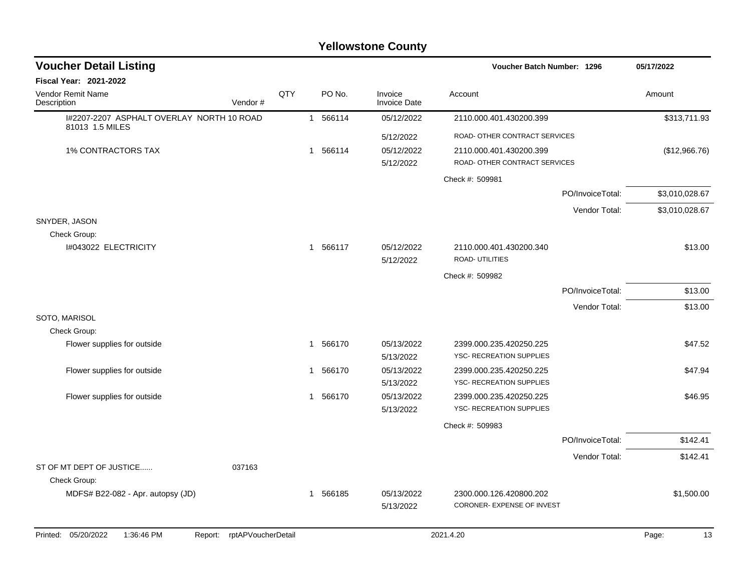## Yellowstone County

**Voucher Detail Listing** — Voucher Batch Number: 1296 — 05/17/2022

**Fiscal Year: 2021-2022**

| Vendor Remit Name / Description | Vendor # | QTY | PO No. | Invoice / Invoice Date | Account | Amount |
|---|---|---|---|---|---|---|
| I#2207-2207 ASPHALT OVERLAY NORTH 10 ROAD 81013 1.5 MILES | | 1 | 566114 | 05/12/2022 / 5/12/2022 | 2110.000.401.430200.399 ROAD- OTHER CONTRACT SERVICES | $313,711.93 |
| 1% CONTRACTORS TAX | | 1 | 566114 | 05/12/2022 / 5/12/2022 | 2110.000.401.430200.399 ROAD- OTHER CONTRACT SERVICES | ($12,966.76) |
| | | | | | Check #: 509981 | |
| | | | | | PO/InvoiceTotal: | $3,010,028.67 |
| | | | | | Vendor Total: | $3,010,028.67 |
| SNYDER, JASON | | | | | | |
| Check Group: | | | | | | |
| I#043022 ELECTRICITY | | 1 | 566117 | 05/12/2022 / 5/12/2022 | 2110.000.401.430200.340 ROAD- UTILITIES | $13.00 |
| | | | | | Check #: 509982 | |
| | | | | | PO/InvoiceTotal: | $13.00 |
| | | | | | Vendor Total: | $13.00 |
| SOTO, MARISOL | | | | | | |
| Check Group: | | | | | | |
| Flower supplies for outside | | 1 | 566170 | 05/13/2022 / 5/13/2022 | 2399.000.235.420250.225 YSC- RECREATION SUPPLIES | $47.52 |
| Flower supplies for outside | | 1 | 566170 | 05/13/2022 / 5/13/2022 | 2399.000.235.420250.225 YSC- RECREATION SUPPLIES | $47.94 |
| Flower supplies for outside | | 1 | 566170 | 05/13/2022 / 5/13/2022 | 2399.000.235.420250.225 YSC- RECREATION SUPPLIES | $46.95 |
| | | | | | Check #: 509983 | |
| | | | | | PO/InvoiceTotal: | $142.41 |
| | | | | | Vendor Total: | $142.41 |
| ST OF MT DEPT OF JUSTICE...... | 037163 | | | | | |
| Check Group: | | | | | | |
| MDFS# B22-082 - Apr. autopsy (JD) | | 1 | 566185 | 05/13/2022 / 5/13/2022 | 2300.000.126.420800.202 CORONER- EXPENSE OF INVEST | $1,500.00 |

Printed: 05/20/2022 1:36:46 PM Report: rptAPVoucherDetail 2021.4.20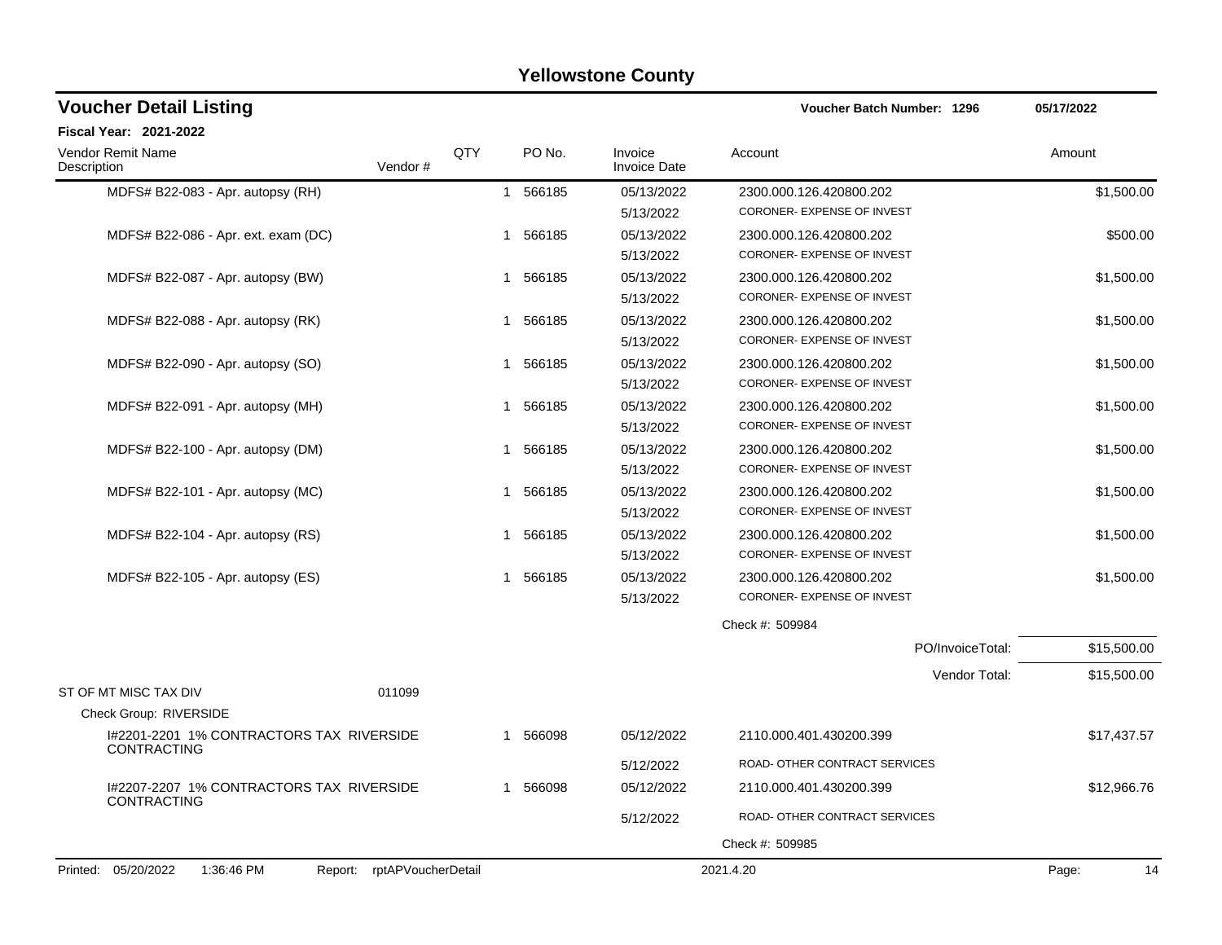# Yellowstone County

## Voucher Detail Listing

**Voucher Batch Number: 1296** — 05/17/2022

**Fiscal Year: 2021-2022**

| Vendor Remit Name / Description | Vendor # | QTY | PO No. | Invoice / Invoice Date | Account | Amount |
|---|---|---|---|---|---|---|
| MDFS# B22-083 - Apr. autopsy (RH) | | 1 | 566185 | 05/13/2022 / 5/13/2022 | 2300.000.126.420800.202 CORONER- EXPENSE OF INVEST | $1,500.00 |
| MDFS# B22-086 - Apr. ext. exam (DC) | | 1 | 566185 | 05/13/2022 / 5/13/2022 | 2300.000.126.420800.202 CORONER- EXPENSE OF INVEST | $500.00 |
| MDFS# B22-087 - Apr. autopsy (BW) | | 1 | 566185 | 05/13/2022 / 5/13/2022 | 2300.000.126.420800.202 CORONER- EXPENSE OF INVEST | $1,500.00 |
| MDFS# B22-088 - Apr. autopsy (RK) | | 1 | 566185 | 05/13/2022 / 5/13/2022 | 2300.000.126.420800.202 CORONER- EXPENSE OF INVEST | $1,500.00 |
| MDFS# B22-090 - Apr. autopsy (SO) | | 1 | 566185 | 05/13/2022 / 5/13/2022 | 2300.000.126.420800.202 CORONER- EXPENSE OF INVEST | $1,500.00 |
| MDFS# B22-091 - Apr. autopsy (MH) | | 1 | 566185 | 05/13/2022 / 5/13/2022 | 2300.000.126.420800.202 CORONER- EXPENSE OF INVEST | $1,500.00 |
| MDFS# B22-100 - Apr. autopsy (DM) | | 1 | 566185 | 05/13/2022 / 5/13/2022 | 2300.000.126.420800.202 CORONER- EXPENSE OF INVEST | $1,500.00 |
| MDFS# B22-101 - Apr. autopsy (MC) | | 1 | 566185 | 05/13/2022 / 5/13/2022 | 2300.000.126.420800.202 CORONER- EXPENSE OF INVEST | $1,500.00 |
| MDFS# B22-104 - Apr. autopsy (RS) | | 1 | 566185 | 05/13/2022 / 5/13/2022 | 2300.000.126.420800.202 CORONER- EXPENSE OF INVEST | $1,500.00 |
| MDFS# B22-105 - Apr. autopsy (ES) | | 1 | 566185 | 05/13/2022 / 5/13/2022 | 2300.000.126.420800.202 CORONER- EXPENSE OF INVEST | $1,500.00 |
| | | | | | Check #: 509984 | |
| | | | | | PO/InvoiceTotal: | $15,500.00 |
| | | | | | Vendor Total: | $15,500.00 |
| ST OF MT MISC TAX DIV | 011099 | | | | | |
| Check Group: RIVERSIDE | | | | | | |
| I#2201-2201 1% CONTRACTORS TAX RIVERSIDE CONTRACTING | | 1 | 566098 | 05/12/2022 / 5/12/2022 | 2110.000.401.430200.399 ROAD- OTHER CONTRACT SERVICES | $17,437.57 |
| I#2207-2207 1% CONTRACTORS TAX RIVERSIDE CONTRACTING | | 1 | 566098 | 05/12/2022 / 5/12/2022 | 2110.000.401.430200.399 ROAD- OTHER CONTRACT SERVICES | $12,966.76 |
| | | | | | Check #: 509985 | |

Printed: 05/20/2022 1:36:46 PM Report: rptAPVoucherDetail 2021.4.20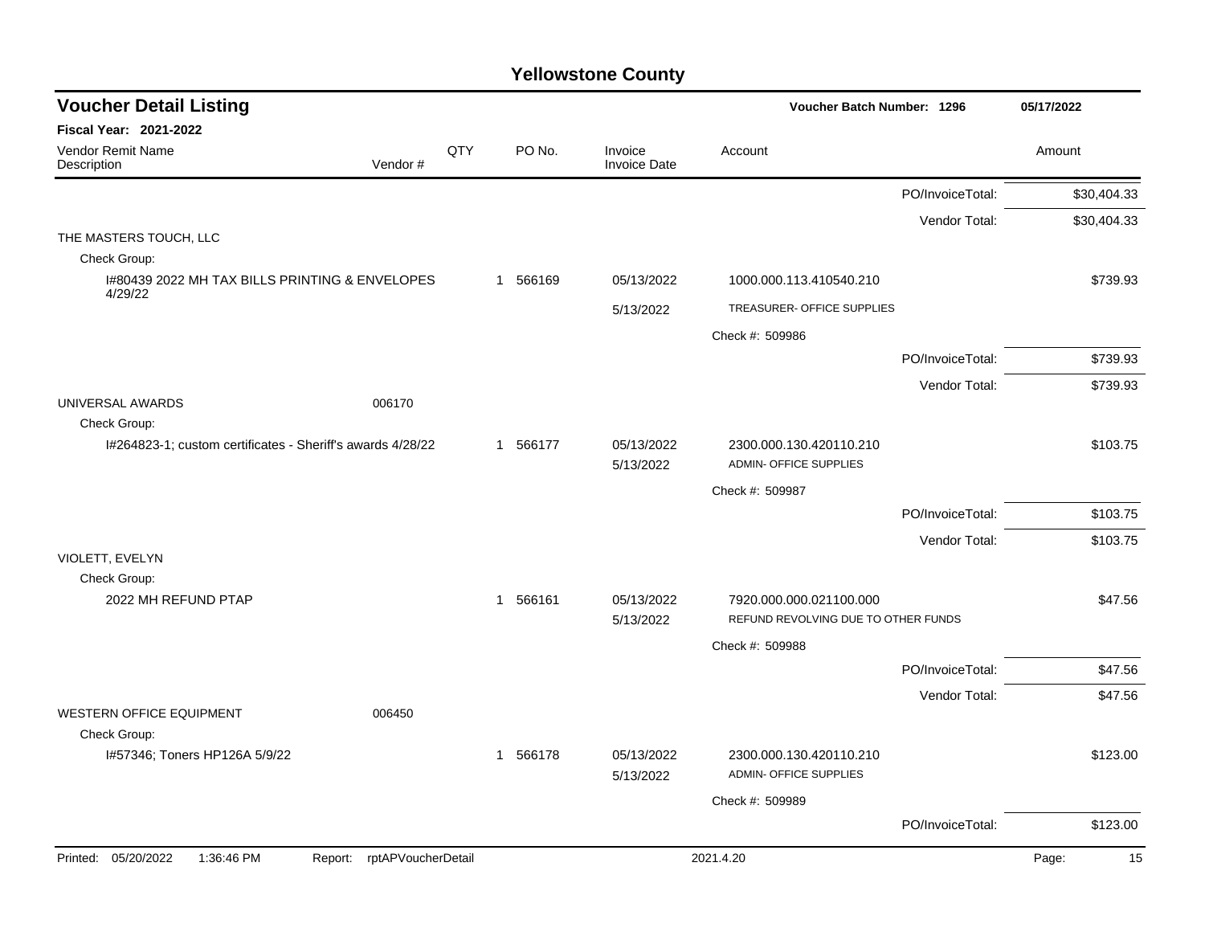# Yellowstone County

## Voucher Detail Listing

**Voucher Batch Number: 1296** — 05/17/2022

**Fiscal Year: 2021-2022**

| Vendor Remit Name / Description | Vendor # | QTY | PO No. | Invoice / Invoice Date | Account | Amount |
|---|---|---|---|---|---|---|
| | | | | | PO/InvoiceTotal: | $30,404.33 |
| | | | | | Vendor Total: | $30,404.33 |
| THE MASTERS TOUCH, LLC | | | | | | |
| Check Group: | | | | | | |
| I#80439 2022 MH TAX BILLS PRINTING & ENVELOPES 4/29/22 | | 1 | 566169 | 05/13/2022 | 1000.000.113.410540.210 | $739.93 |
| | | | | 5/13/2022 | TREASURER- OFFICE SUPPLIES | |
| | | | | | Check #: 509986 | |
| | | | | | PO/InvoiceTotal: | $739.93 |
| | | | | | Vendor Total: | $739.93 |
| UNIVERSAL AWARDS | 006170 | | | | | |
| Check Group: | | | | | | |
| I#264823-1; custom certificates - Sheriff's awards 4/28/22 | | 1 | 566177 | 05/13/2022 | 2300.000.130.420110.210 | $103.75 |
| | | | | 5/13/2022 | ADMIN- OFFICE SUPPLIES | |
| | | | | | Check #: 509987 | |
| | | | | | PO/InvoiceTotal: | $103.75 |
| | | | | | Vendor Total: | $103.75 |
| VIOLETT, EVELYN | | | | | | |
| Check Group: | | | | | | |
| 2022 MH REFUND PTAP | | 1 | 566161 | 05/13/2022 | 7920.000.000.021100.000 | $47.56 |
| | | | | 5/13/2022 | REFUND REVOLVING DUE TO OTHER FUNDS | |
| | | | | | Check #: 509988 | |
| | | | | | PO/InvoiceTotal: | $47.56 |
| | | | | | Vendor Total: | $47.56 |
| WESTERN OFFICE EQUIPMENT | 006450 | | | | | |
| Check Group: | | | | | | |
| I#57346; Toners HP126A 5/9/22 | | 1 | 566178 | 05/13/2022 | 2300.000.130.420110.210 | $123.00 |
| | | | | 5/13/2022 | ADMIN- OFFICE SUPPLIES | |
| | | | | | Check #: 509989 | |
| | | | | | PO/InvoiceTotal: | $123.00 |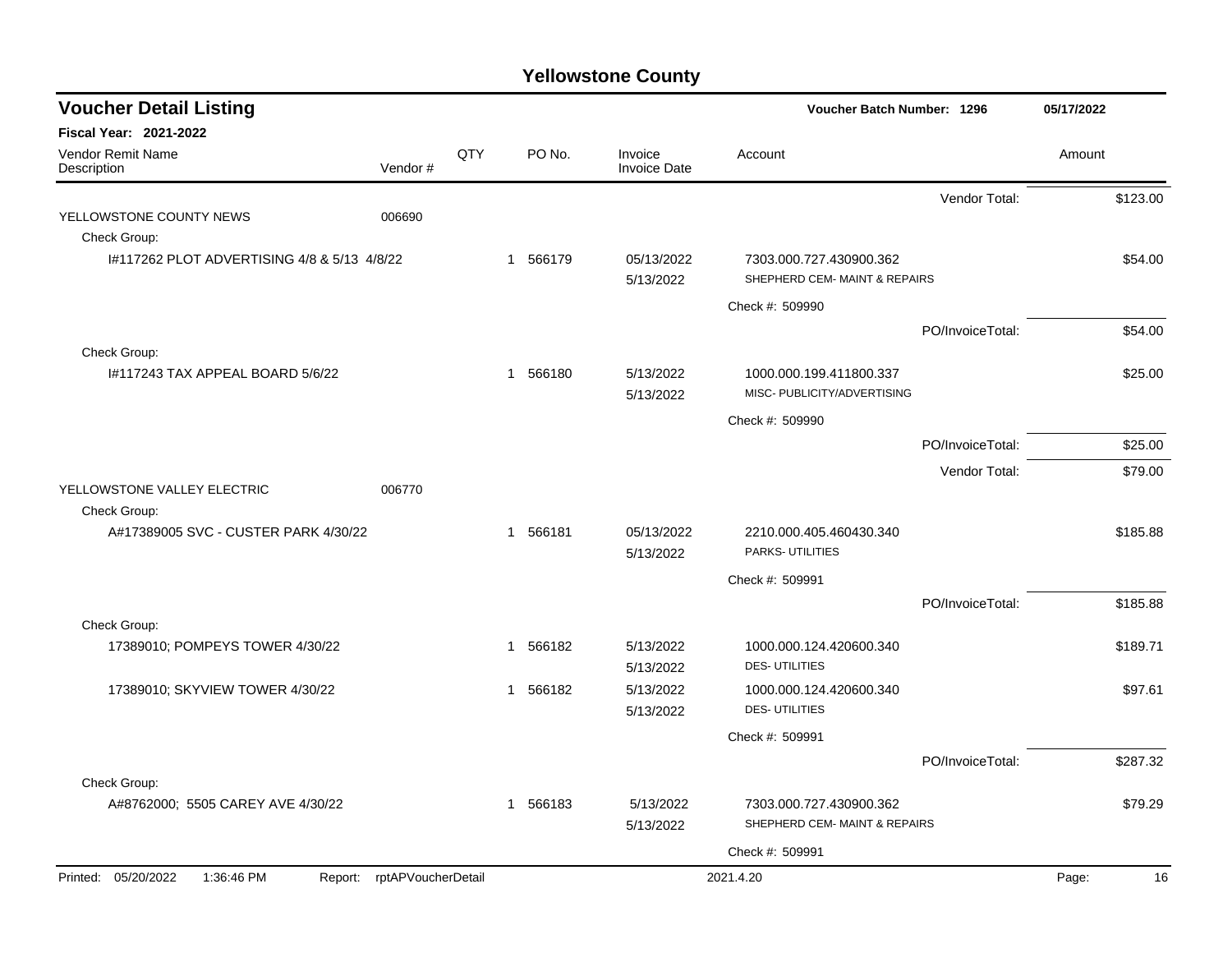# Yellowstone County

## Voucher Detail Listing

**Voucher Batch Number: 1296** — 05/17/2022

**Fiscal Year: 2021-2022**

| Vendor Remit Name / Description | Vendor # | QTY | PO No. | Invoice / Invoice Date | Account | Amount |
|---|---|---|---|---|---|---|
| | | | | | Vendor Total: | $123.00 |
| YELLOWSTONE COUNTY NEWS | 006690 | | | | | |
| Check Group: | | | | | | |
| I#117262 PLOT ADVERTISING 4/8 & 5/13 4/8/22 | | 1 | 566179 | 05/13/2022<br>5/13/2022 | 7303.000.727.430900.362<br>SHEPHERD CEM- MAINT & REPAIRS | $54.00 |
| | | | | | Check #: 509990 | |
| | | | | | PO/InvoiceTotal: | $54.00 |
| Check Group: | | | | | | |
| I#117243 TAX APPEAL BOARD 5/6/22 | | 1 | 566180 | 5/13/2022<br>5/13/2022 | 1000.000.199.411800.337<br>MISC- PUBLICITY/ADVERTISING | $25.00 |
| | | | | | Check #: 509990 | |
| | | | | | PO/InvoiceTotal: | $25.00 |
| | | | | | Vendor Total: | $79.00 |
| YELLOWSTONE VALLEY ELECTRIC | 006770 | | | | | |
| Check Group: | | | | | | |
| A#17389005 SVC - CUSTER PARK 4/30/22 | | 1 | 566181 | 05/13/2022<br>5/13/2022 | 2210.000.405.460430.340<br>PARKS- UTILITIES | $185.88 |
| | | | | | Check #: 509991 | |
| | | | | | PO/InvoiceTotal: | $185.88 |
| Check Group: | | | | | | |
| 17389010; POMPEYS TOWER 4/30/22 | | 1 | 566182 | 5/13/2022<br>5/13/2022 | 1000.000.124.420600.340<br>DES- UTILITIES | $189.71 |
| 17389010; SKYVIEW TOWER 4/30/22 | | 1 | 566182 | 5/13/2022<br>5/13/2022 | 1000.000.124.420600.340<br>DES- UTILITIES | $97.61 |
| | | | | | Check #: 509991 | |
| | | | | | PO/InvoiceTotal: | $287.32 |
| Check Group: | | | | | | |
| A#8762000; 5505 CAREY AVE 4/30/22 | | 1 | 566183 | 5/13/2022<br>5/13/2022 | 7303.000.727.430900.362<br>SHEPHERD CEM- MAINT & REPAIRS | $79.29 |
| | | | | | Check #: 509991 | |

Printed: 05/20/2022 1:36:46 PM Report: rptAPVoucherDetail 2021.4.20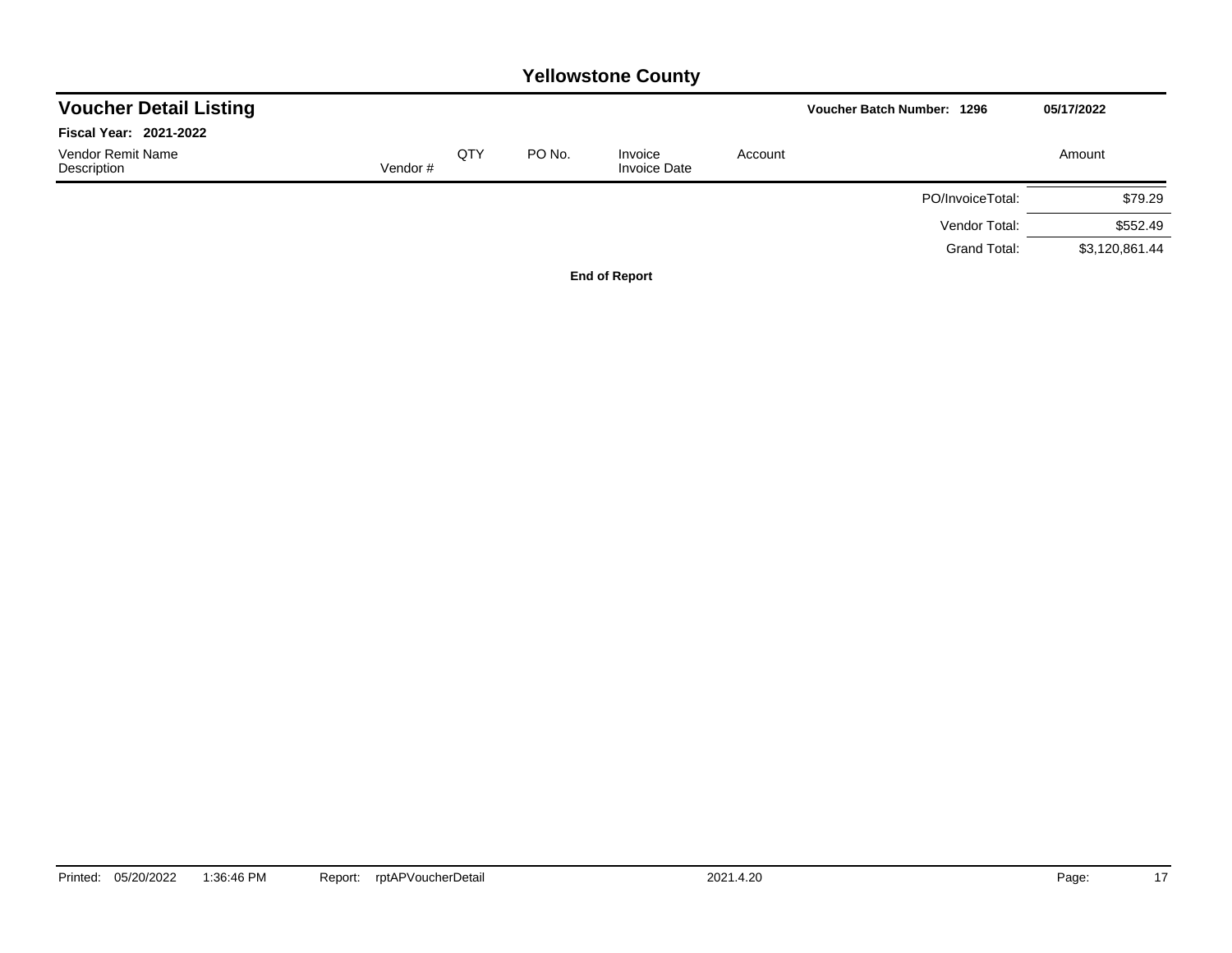# Yellowstone County

## Voucher Detail Listing

**Voucher Batch Number: 1296** **05/17/2022**

**Fiscal Year: 2021-2022**

| Vendor Remit Name<br>Description | Vendor # | QTY | PO No. | Invoice<br>Invoice Date | Account | | Amount |
|---|---|---|---|---|---|---|---|
| | | | | | | PO/InvoiceTotal: | $79.29 |
| | | | | | | Vendor Total: | $552.49 |
| | | | | | | Grand Total: | $3,120,861.44 |

**End of Report**